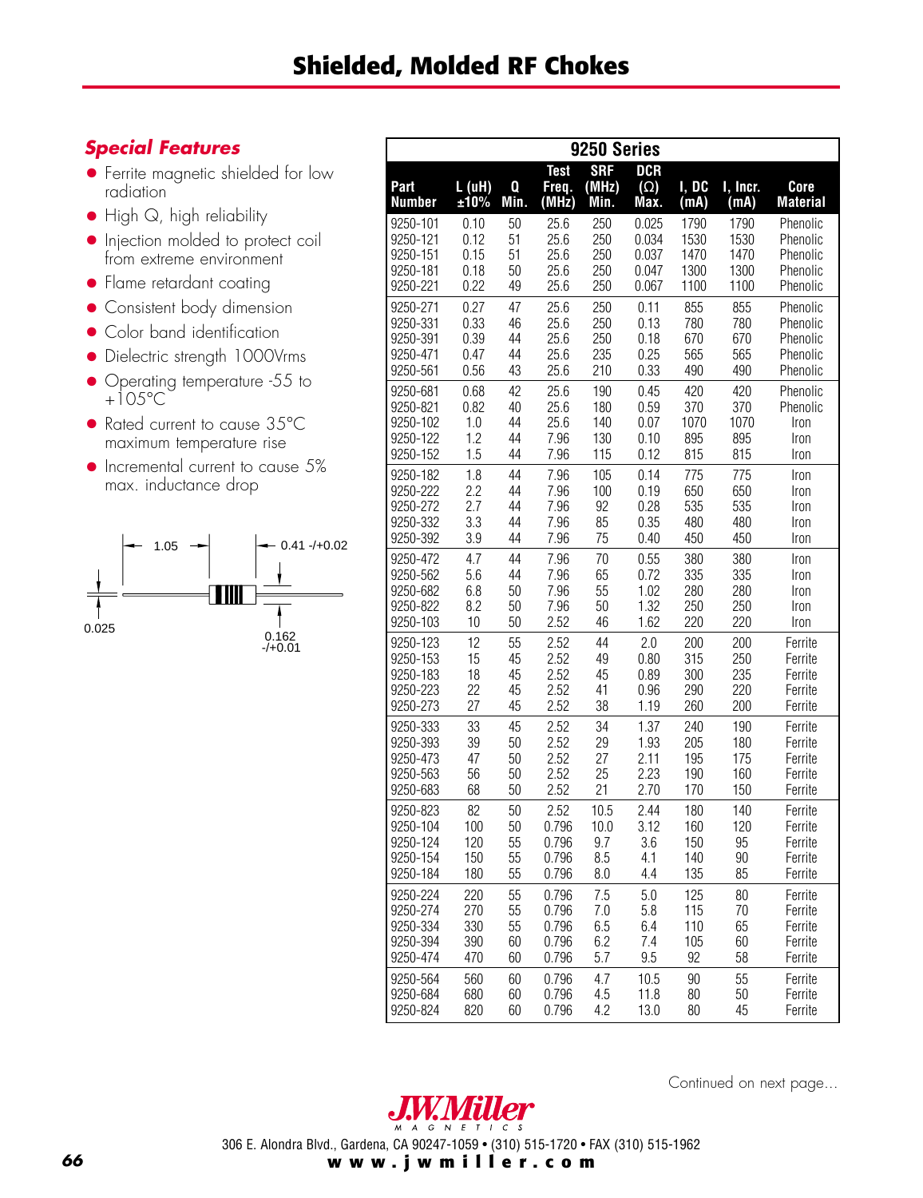# Shielded, Molded RF Chokes

## *Special Features*

- Ferrite magnetic shielded for low radiation
- High Q, high reliability
- Injection molded to protect coil from extreme environment
- Flame retardant coating
- Consistent body dimension
- Color band identification
- Dielectric strength 1000Vrms
- Operating temperature -55 to +105°C
- Rated current to cause 35°C maximum temperature rise
- Incremental current to cause 5% max. inductance drop

1.05

0.41 -/+0.02

0.025

0.162 -/+0.01

### 9250 Series

| Part Number | L (uH) ±10% | Q Min. | Test Freq. (MHz) | SRF (MHz) Min. | DCR (Ω) Max. | I, DC (mA) | I, Incr. (mA) | Core Material |
|---|---|---|---|---|---|---|---|---|
| 9250-101 | 0.10 | 50 | 25.6 | 250 | 0.025 | 1790 | 1790 | Phenolic |
| 9250-121 | 0.12 | 51 | 25.6 | 250 | 0.034 | 1530 | 1530 | Phenolic |
| 9250-151 | 0.15 | 51 | 25.6 | 250 | 0.037 | 1470 | 1470 | Phenolic |
| 9250-181 | 0.18 | 50 | 25.6 | 250 | 0.047 | 1300 | 1300 | Phenolic |
| 9250-221 | 0.22 | 49 | 25.6 | 250 | 0.067 | 1100 | 1100 | Phenolic |
| 9250-271 | 0.27 | 47 | 25.6 | 250 | 0.11 | 855 | 855 | Phenolic |
| 9250-331 | 0.33 | 46 | 25.6 | 250 | 0.13 | 780 | 780 | Phenolic |
| 9250-391 | 0.39 | 44 | 25.6 | 250 | 0.18 | 670 | 670 | Phenolic |
| 9250-471 | 0.47 | 44 | 25.6 | 235 | 0.25 | 565 | 565 | Phenolic |
| 9250-561 | 0.56 | 43 | 25.6 | 210 | 0.33 | 490 | 490 | Phenolic |
| 9250-681 | 0.68 | 42 | 25.6 | 190 | 0.45 | 420 | 420 | Phenolic |
| 9250-821 | 0.82 | 40 | 25.6 | 180 | 0.59 | 370 | 370 | Phenolic |
| 9250-102 | 1.0 | 44 | 25.6 | 140 | 0.07 | 1070 | 1070 | Iron |
| 9250-122 | 1.2 | 44 | 7.96 | 130 | 0.10 | 895 | 895 | Iron |
| 9250-152 | 1.5 | 44 | 7.96 | 115 | 0.12 | 815 | 815 | Iron |
| 9250-182 | 1.8 | 44 | 7.96 | 105 | 0.14 | 775 | 775 | Iron |
| 9250-222 | 2.2 | 44 | 7.96 | 100 | 0.19 | 650 | 650 | Iron |
| 9250-272 | 2.7 | 44 | 7.96 | 92 | 0.28 | 535 | 535 | Iron |
| 9250-332 | 3.3 | 44 | 7.96 | 85 | 0.35 | 480 | 480 | Iron |
| 9250-392 | 3.9 | 44 | 7.96 | 75 | 0.40 | 450 | 450 | Iron |
| 9250-472 | 4.7 | 44 | 7.96 | 70 | 0.55 | 380 | 380 | Iron |
| 9250-562 | 5.6 | 44 | 7.96 | 65 | 0.72 | 335 | 335 | Iron |
| 9250-682 | 6.8 | 50 | 7.96 | 55 | 1.02 | 280 | 280 | Iron |
| 9250-822 | 8.2 | 50 | 7.96 | 50 | 1.32 | 250 | 250 | Iron |
| 9250-103 | 10 | 50 | 2.52 | 46 | 1.62 | 220 | 220 | Iron |
| 9250-123 | 12 | 55 | 2.52 | 44 | 2.0 | 200 | 200 | Ferrite |
| 9250-153 | 15 | 45 | 2.52 | 49 | 0.80 | 315 | 250 | Ferrite |
| 9250-183 | 18 | 45 | 2.52 | 45 | 0.89 | 300 | 235 | Ferrite |
| 9250-223 | 22 | 45 | 2.52 | 41 | 0.96 | 290 | 220 | Ferrite |
| 9250-273 | 27 | 45 | 2.52 | 38 | 1.19 | 260 | 200 | Ferrite |
| 9250-333 | 33 | 45 | 2.52 | 34 | 1.37 | 240 | 190 | Ferrite |
| 9250-393 | 39 | 50 | 2.52 | 29 | 1.93 | 205 | 180 | Ferrite |
| 9250-473 | 47 | 50 | 2.52 | 27 | 2.11 | 195 | 175 | Ferrite |
| 9250-563 | 56 | 50 | 2.52 | 25 | 2.23 | 190 | 160 | Ferrite |
| 9250-683 | 68 | 50 | 2.52 | 21 | 2.70 | 170 | 150 | Ferrite |
| 9250-823 | 82 | 50 | 2.52 | 10.5 | 2.44 | 180 | 140 | Ferrite |
| 9250-104 | 100 | 50 | 0.796 | 10.0 | 3.12 | 160 | 120 | Ferrite |
| 9250-124 | 120 | 55 | 0.796 | 9.7 | 3.6 | 150 | 95 | Ferrite |
| 9250-154 | 150 | 55 | 0.796 | 8.5 | 4.1 | 140 | 90 | Ferrite |
| 9250-184 | 180 | 55 | 0.796 | 8.0 | 4.4 | 135 | 85 | Ferrite |
| 9250-224 | 220 | 55 | 0.796 | 7.5 | 5.0 | 125 | 80 | Ferrite |
| 9250-274 | 270 | 55 | 0.796 | 7.0 | 5.8 | 115 | 70 | Ferrite |
| 9250-334 | 330 | 55 | 0.796 | 6.5 | 6.4 | 110 | 65 | Ferrite |
| 9250-394 | 390 | 60 | 0.796 | 6.2 | 7.4 | 105 | 60 | Ferrite |
| 9250-474 | 470 | 60 | 0.796 | 5.7 | 9.5 | 92 | 58 | Ferrite |
| 9250-564 | 560 | 60 | 0.796 | 4.7 | 10.5 | 90 | 55 | Ferrite |
| 9250-684 | 680 | 60 | 0.796 | 4.5 | 11.8 | 80 | 50 | Ferrite |
| 9250-824 | 820 | 60 | 0.796 | 4.2 | 13.0 | 80 | 45 | Ferrite |

Continued on next page...

J.W.Miller MAGNETICS

306 E. Alondra Blvd., Gardena, CA 90247-1059 • (310) 515-1720 • FAX (310) 515-1962

**www.jwmiller.com**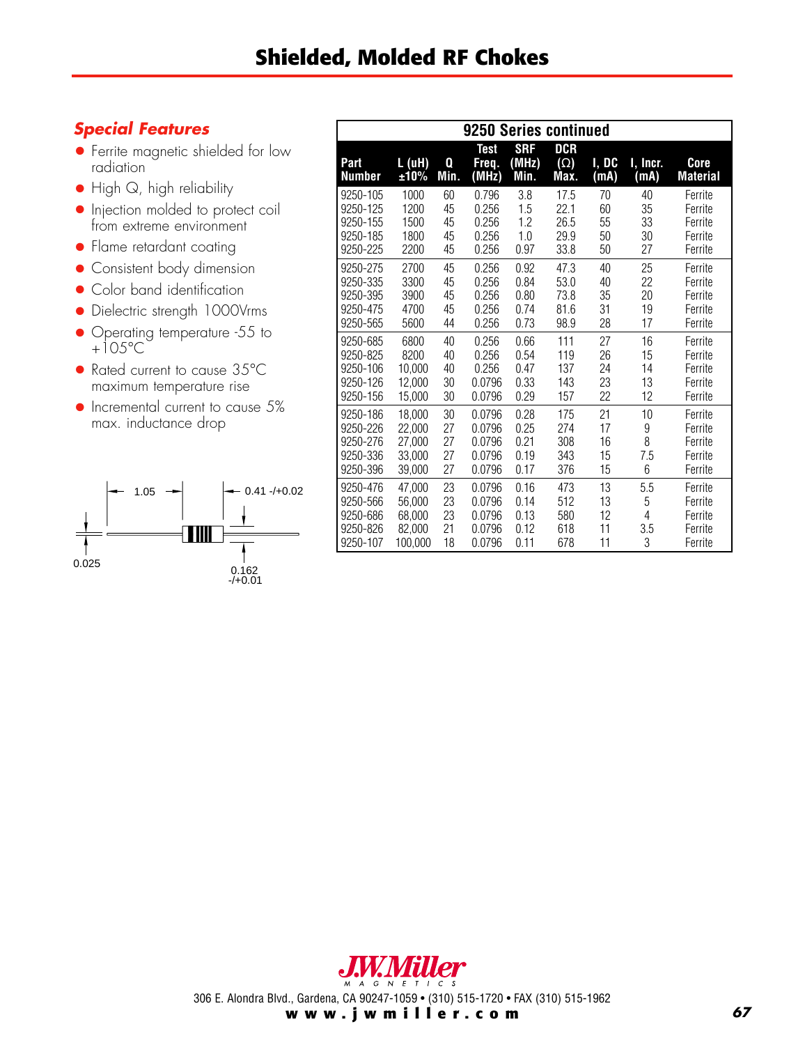# Shielded, Molded RF Chokes

## Special Features

- Ferrite magnetic shielded for low radiation
- High Q, high reliability
- Injection molded to protect coil from extreme environment
- Flame retardant coating
- Consistent body dimension
- Color band identification
- Dielectric strength 1000Vrms
- Operating temperature -55 to +105°C
- Rated current to cause 35°C maximum temperature rise
- Incremental current to cause 5% max. inductance drop

1.05

0.41 -/+0.02

0.025

0.162
-/+0.01

**9250 Series continued**

| Part Number | L (uH) ±10% | Q Min. | Test Freq. (MHz) | SRF (MHz) Min. | DCR (Ω) Max. | I, DC (mA) | I, Incr. (mA) | Core Material |
|---|---|---|---|---|---|---|---|---|
| 9250-105 | 1000 | 60 | 0.796 | 3.8 | 17.5 | 70 | 40 | Ferrite |
| 9250-125 | 1200 | 45 | 0.256 | 1.5 | 22.1 | 60 | 35 | Ferrite |
| 9250-155 | 1500 | 45 | 0.256 | 1.2 | 26.5 | 55 | 33 | Ferrite |
| 9250-185 | 1800 | 45 | 0.256 | 1.0 | 29.9 | 50 | 30 | Ferrite |
| 9250-225 | 2200 | 45 | 0.256 | 0.97 | 33.8 | 50 | 27 | Ferrite |
| 9250-275 | 2700 | 45 | 0.256 | 0.92 | 47.3 | 40 | 25 | Ferrite |
| 9250-335 | 3300 | 45 | 0.256 | 0.84 | 53.0 | 40 | 22 | Ferrite |
| 9250-395 | 3900 | 45 | 0.256 | 0.80 | 73.8 | 35 | 20 | Ferrite |
| 9250-475 | 4700 | 45 | 0.256 | 0.74 | 81.6 | 31 | 19 | Ferrite |
| 9250-565 | 5600 | 44 | 0.256 | 0.73 | 98.9 | 28 | 17 | Ferrite |
| 9250-685 | 6800 | 40 | 0.256 | 0.66 | 111 | 27 | 16 | Ferrite |
| 9250-825 | 8200 | 40 | 0.256 | 0.54 | 119 | 26 | 15 | Ferrite |
| 9250-106 | 10,000 | 40 | 0.256 | 0.47 | 137 | 24 | 14 | Ferrite |
| 9250-126 | 12,000 | 30 | 0.0796 | 0.33 | 143 | 23 | 13 | Ferrite |
| 9250-156 | 15,000 | 30 | 0.0796 | 0.29 | 157 | 22 | 12 | Ferrite |
| 9250-186 | 18,000 | 30 | 0.0796 | 0.28 | 175 | 21 | 10 | Ferrite |
| 9250-226 | 22,000 | 27 | 0.0796 | 0.25 | 274 | 17 | 9 | Ferrite |
| 9250-276 | 27,000 | 27 | 0.0796 | 0.21 | 308 | 16 | 8 | Ferrite |
| 9250-336 | 33,000 | 27 | 0.0796 | 0.19 | 343 | 15 | 7.5 | Ferrite |
| 9250-396 | 39,000 | 27 | 0.0796 | 0.17 | 376 | 15 | 6 | Ferrite |
| 9250-476 | 47,000 | 23 | 0.0796 | 0.16 | 473 | 13 | 5.5 | Ferrite |
| 9250-566 | 56,000 | 23 | 0.0796 | 0.14 | 512 | 13 | 5 | Ferrite |
| 9250-686 | 68,000 | 23 | 0.0796 | 0.13 | 580 | 12 | 4 | Ferrite |
| 9250-826 | 82,000 | 21 | 0.0796 | 0.12 | 618 | 11 | 3.5 | Ferrite |
| 9250-107 | 100,000 | 18 | 0.0796 | 0.11 | 678 | 11 | 3 | Ferrite |

J.W.Miller
MAGNETICS

306 E. Alondra Blvd., Gardena, CA 90247-1059 • (310) 515-1720 • FAX (310) 515-1962
www.jwmiller.com